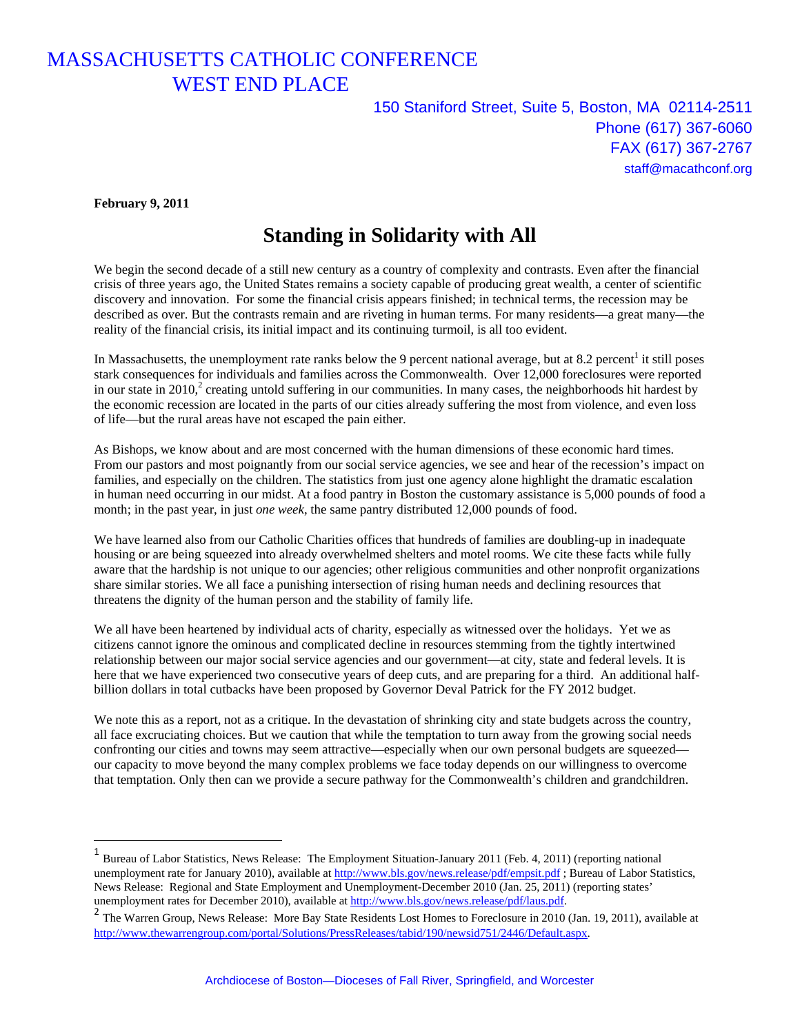# MASSACHUSETTS CATHOLIC CONFERENCE
# WEST END PLACE

150 Staniford Street, Suite 5, Boston, MA 02114-2511
Phone (617) 367-6060
FAX (617) 367-2767
staff@macathconf.org

**February 9, 2011**

## Standing in Solidarity with All

We begin the second decade of a still new century as a country of complexity and contrasts. Even after the financial crisis of three years ago, the United States remains a society capable of producing great wealth, a center of scientific discovery and innovation. For some the financial crisis appears finished; in technical terms, the recession may be described as over. But the contrasts remain and are riveting in human terms. For many residents—a great many—the reality of the financial crisis, its initial impact and its continuing turmoil, is all too evident.

In Massachusetts, the unemployment rate ranks below the 9 percent national average, but at 8.2 percent[1] it still poses stark consequences for individuals and families across the Commonwealth. Over 12,000 foreclosures were reported in our state in 2010,[2] creating untold suffering in our communities. In many cases, the neighborhoods hit hardest by the economic recession are located in the parts of our cities already suffering the most from violence, and even loss of life—but the rural areas have not escaped the pain either.

As Bishops, we know about and are most concerned with the human dimensions of these economic hard times. From our pastors and most poignantly from our social service agencies, we see and hear of the recession's impact on families, and especially on the children. The statistics from just one agency alone highlight the dramatic escalation in human need occurring in our midst. At a food pantry in Boston the customary assistance is 5,000 pounds of food a month; in the past year, in just *one week*, the same pantry distributed 12,000 pounds of food.

We have learned also from our Catholic Charities offices that hundreds of families are doubling-up in inadequate housing or are being squeezed into already overwhelmed shelters and motel rooms. We cite these facts while fully aware that the hardship is not unique to our agencies; other religious communities and other nonprofit organizations share similar stories. We all face a punishing intersection of rising human needs and declining resources that threatens the dignity of the human person and the stability of family life.

We all have been heartened by individual acts of charity, especially as witnessed over the holidays. Yet we as citizens cannot ignore the ominous and complicated decline in resources stemming from the tightly intertwined relationship between our major social service agencies and our government—at city, state and federal levels. It is here that we have experienced two consecutive years of deep cuts, and are preparing for a third. An additional half-billion dollars in total cutbacks have been proposed by Governor Deval Patrick for the FY 2012 budget.

We note this as a report, not as a critique. In the devastation of shrinking city and state budgets across the country, all face excruciating choices. But we caution that while the temptation to turn away from the growing social needs confronting our cities and towns may seem attractive—especially when our own personal budgets are squeezed—our capacity to move beyond the many complex problems we face today depends on our willingness to overcome that temptation. Only then can we provide a secure pathway for the Commonwealth's children and grandchildren.

---

[1] Bureau of Labor Statistics, News Release: The Employment Situation-January 2011 (Feb. 4, 2011) (reporting national unemployment rate for January 2010), available at http://www.bls.gov/news.release/pdf/empsit.pdf ; Bureau of Labor Statistics, News Release: Regional and State Employment and Unemployment-December 2010 (Jan. 25, 2011) (reporting states' unemployment rates for December 2010), available at http://www.bls.gov/news.release/pdf/laus.pdf.

[2] The Warren Group, News Release: More Bay State Residents Lost Homes to Foreclosure in 2010 (Jan. 19, 2011), available at http://www.thewarrengroup.com/portal/Solutions/PressReleases/tabid/190/newsid751/2446/Default.aspx.

Archdiocese of Boston—Dioceses of Fall River, Springfield, and Worcester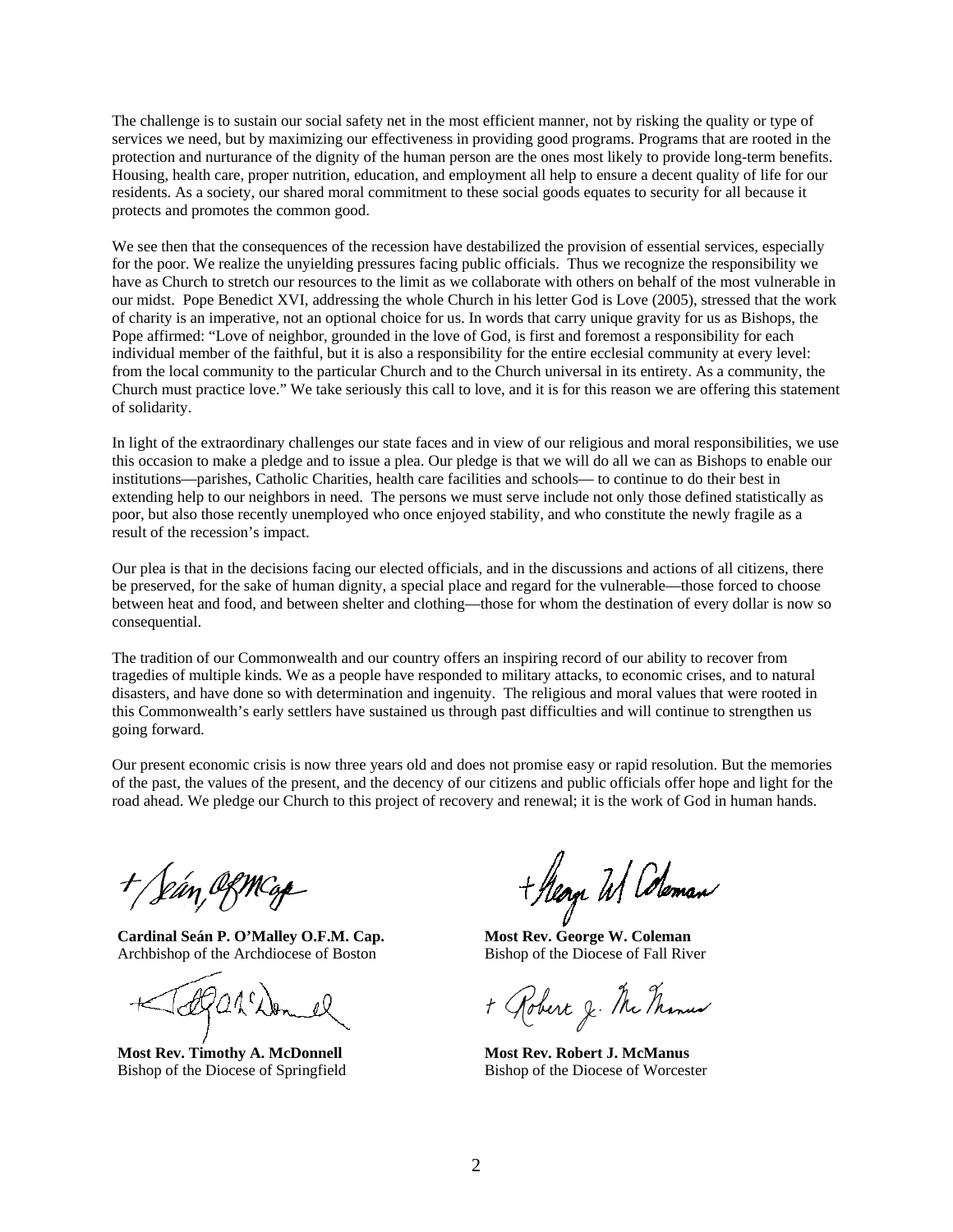The challenge is to sustain our social safety net in the most efficient manner, not by risking the quality or type of services we need, but by maximizing our effectiveness in providing good programs. Programs that are rooted in the protection and nurturance of the dignity of the human person are the ones most likely to provide long-term benefits. Housing, health care, proper nutrition, education, and employment all help to ensure a decent quality of life for our residents. As a society, our shared moral commitment to these social goods equates to security for all because it protects and promotes the common good.

We see then that the consequences of the recession have destabilized the provision of essential services, especially for the poor. We realize the unyielding pressures facing public officials. Thus we recognize the responsibility we have as Church to stretch our resources to the limit as we collaborate with others on behalf of the most vulnerable in our midst. Pope Benedict XVI, addressing the whole Church in his letter God is Love (2005), stressed that the work of charity is an imperative, not an optional choice for us. In words that carry unique gravity for us as Bishops, the Pope affirmed: "Love of neighbor, grounded in the love of God, is first and foremost a responsibility for each individual member of the faithful, but it is also a responsibility for the entire ecclesial community at every level: from the local community to the particular Church and to the Church universal in its entirety. As a community, the Church must practice love." We take seriously this call to love, and it is for this reason we are offering this statement of solidarity.

In light of the extraordinary challenges our state faces and in view of our religious and moral responsibilities, we use this occasion to make a pledge and to issue a plea. Our pledge is that we will do all we can as Bishops to enable our institutions—parishes, Catholic Charities, health care facilities and schools— to continue to do their best in extending help to our neighbors in need. The persons we must serve include not only those defined statistically as poor, but also those recently unemployed who once enjoyed stability, and who constitute the newly fragile as a result of the recession's impact.

Our plea is that in the decisions facing our elected officials, and in the discussions and actions of all citizens, there be preserved, for the sake of human dignity, a special place and regard for the vulnerable—those forced to choose between heat and food, and between shelter and clothing—those for whom the destination of every dollar is now so consequential.

The tradition of our Commonwealth and our country offers an inspiring record of our ability to recover from tragedies of multiple kinds. We as a people have responded to military attacks, to economic crises, and to natural disasters, and have done so with determination and ingenuity. The religious and moral values that were rooted in this Commonwealth's early settlers have sustained us through past difficulties and will continue to strengthen us going forward.

Our present economic crisis is now three years old and does not promise easy or rapid resolution. But the memories of the past, the values of the present, and the decency of our citizens and public officials offer hope and light for the road ahead. We pledge our Church to this project of recovery and renewal; it is the work of God in human hands.

**Cardinal Seán P. O'Malley O.F.M. Cap.**
Archbishop of the Archdiocese of Boston

**Most Rev. George W. Coleman**
Bishop of the Diocese of Fall River

**Most Rev. Timothy A. McDonnell**
Bishop of the Diocese of Springfield

**Most Rev. Robert J. McManus**
Bishop of the Diocese of Worcester